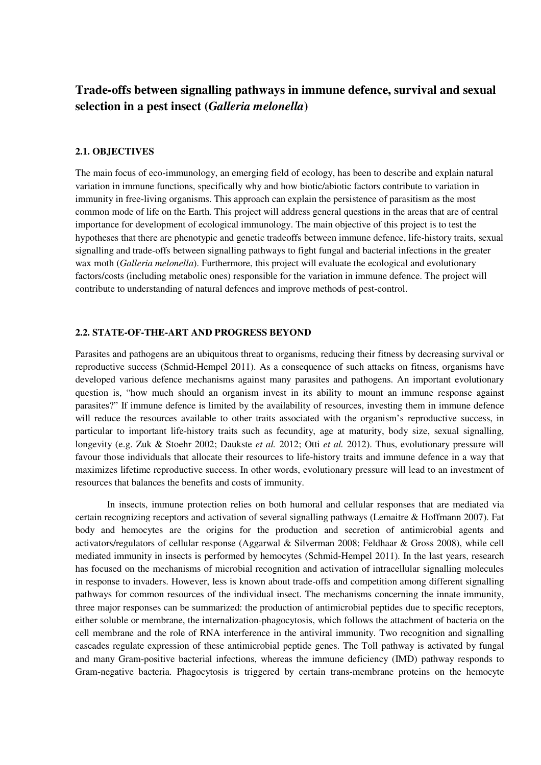# Trade-offs between signalling pathways in immune defence, survival and sexual selection in a pest insect (*Galleria melonella*)

## 2.1. OBJECTIVES

The main focus of eco-immunology, an emerging field of ecology, has been to describe and explain natural variation in immune functions, specifically why and how biotic/abiotic factors contribute to variation in immunity in free-living organisms. This approach can explain the persistence of parasitism as the most common mode of life on the Earth. This project will address general questions in the areas that are of central importance for development of ecological immunology. The main objective of this project is to test the hypotheses that there are phenotypic and genetic tradeoffs between immune defence, life-history traits, sexual signalling and trade-offs between signalling pathways to fight fungal and bacterial infections in the greater wax moth (*Galleria melonella*). Furthermore, this project will evaluate the ecological and evolutionary factors/costs (including metabolic ones) responsible for the variation in immune defence. The project will contribute to understanding of natural defences and improve methods of pest-control.

## 2.2. STATE-OF-THE-ART AND PROGRESS BEYOND

Parasites and pathogens are an ubiquitous threat to organisms, reducing their fitness by decreasing survival or reproductive success (Schmid-Hempel 2011). As a consequence of such attacks on fitness, organisms have developed various defence mechanisms against many parasites and pathogens. An important evolutionary question is, "how much should an organism invest in its ability to mount an immune response against parasites?" If immune defence is limited by the availability of resources, investing them in immune defence will reduce the resources available to other traits associated with the organism's reproductive success, in particular to important life-history traits such as fecundity, age at maturity, body size, sexual signalling, longevity (e.g. Zuk & Stoehr 2002; Daukste *et al.* 2012; Otti *et al.* 2012). Thus, evolutionary pressure will favour those individuals that allocate their resources to life-history traits and immune defence in a way that maximizes lifetime reproductive success. In other words, evolutionary pressure will lead to an investment of resources that balances the benefits and costs of immunity.

In insects, immune protection relies on both humoral and cellular responses that are mediated via certain recognizing receptors and activation of several signalling pathways (Lemaitre & Hoffmann 2007). Fat body and hemocytes are the origins for the production and secretion of antimicrobial agents and activators/regulators of cellular response (Aggarwal & Silverman 2008; Feldhaar & Gross 2008), while cell mediated immunity in insects is performed by hemocytes (Schmid-Hempel 2011). In the last years, research has focused on the mechanisms of microbial recognition and activation of intracellular signalling molecules in response to invaders. However, less is known about trade-offs and competition among different signalling pathways for common resources of the individual insect. The mechanisms concerning the innate immunity, three major responses can be summarized: the production of antimicrobial peptides due to specific receptors, either soluble or membrane, the internalization-phagocytosis, which follows the attachment of bacteria on the cell membrane and the role of RNA interference in the antiviral immunity. Two recognition and signalling cascades regulate expression of these antimicrobial peptide genes. The Toll pathway is activated by fungal and many Gram-positive bacterial infections, whereas the immune deficiency (IMD) pathway responds to Gram-negative bacteria. Phagocytosis is triggered by certain trans-membrane proteins on the hemocyte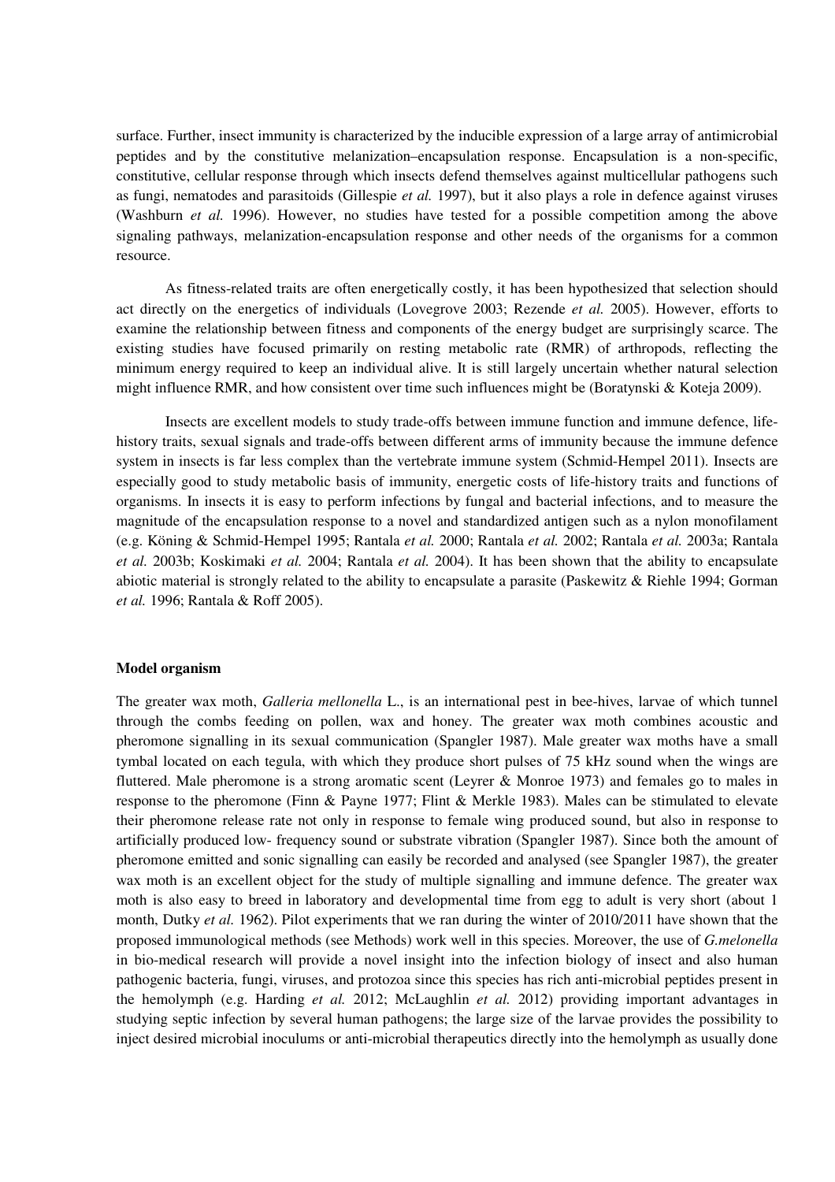surface. Further, insect immunity is characterized by the inducible expression of a large array of antimicrobial peptides and by the constitutive melanization–encapsulation response. Encapsulation is a non-specific, constitutive, cellular response through which insects defend themselves against multicellular pathogens such as fungi, nematodes and parasitoids (Gillespie *et al.* 1997), but it also plays a role in defence against viruses (Washburn *et al.* 1996). However, no studies have tested for a possible competition among the above signaling pathways, melanization-encapsulation response and other needs of the organisms for a common resource.

As fitness-related traits are often energetically costly, it has been hypothesized that selection should act directly on the energetics of individuals (Lovegrove 2003; Rezende *et al.* 2005). However, efforts to examine the relationship between fitness and components of the energy budget are surprisingly scarce. The existing studies have focused primarily on resting metabolic rate (RMR) of arthropods, reflecting the minimum energy required to keep an individual alive. It is still largely uncertain whether natural selection might influence RMR, and how consistent over time such influences might be (Boratynski & Koteja 2009).

Insects are excellent models to study trade-offs between immune function and immune defence, life-history traits, sexual signals and trade-offs between different arms of immunity because the immune defence system in insects is far less complex than the vertebrate immune system (Schmid-Hempel 2011). Insects are especially good to study metabolic basis of immunity, energetic costs of life-history traits and functions of organisms. In insects it is easy to perform infections by fungal and bacterial infections, and to measure the magnitude of the encapsulation response to a novel and standardized antigen such as a nylon monofilament (e.g. Köning & Schmid-Hempel 1995; Rantala *et al.* 2000; Rantala *et al.* 2002; Rantala *et al.* 2003a; Rantala *et al.* 2003b; Koskimaki *et al.* 2004; Rantala *et al.* 2004). It has been shown that the ability to encapsulate abiotic material is strongly related to the ability to encapsulate a parasite (Paskewitz & Riehle 1994; Gorman *et al.* 1996; Rantala & Roff 2005).

### Model organism

The greater wax moth, *Galleria mellonella* L., is an international pest in bee-hives, larvae of which tunnel through the combs feeding on pollen, wax and honey. The greater wax moth combines acoustic and pheromone signalling in its sexual communication (Spangler 1987). Male greater wax moths have a small tymbal located on each tegula, with which they produce short pulses of 75 kHz sound when the wings are fluttered. Male pheromone is a strong aromatic scent (Leyrer & Monroe 1973) and females go to males in response to the pheromone (Finn & Payne 1977; Flint & Merkle 1983). Males can be stimulated to elevate their pheromone release rate not only in response to female wing produced sound, but also in response to artificially produced low- frequency sound or substrate vibration (Spangler 1987). Since both the amount of pheromone emitted and sonic signalling can easily be recorded and analysed (see Spangler 1987), the greater wax moth is an excellent object for the study of multiple signalling and immune defence. The greater wax moth is also easy to breed in laboratory and developmental time from egg to adult is very short (about 1 month, Dutky *et al.* 1962). Pilot experiments that we ran during the winter of 2010/2011 have shown that the proposed immunological methods (see Methods) work well in this species. Moreover, the use of *G.melonella* in bio-medical research will provide a novel insight into the infection biology of insect and also human pathogenic bacteria, fungi, viruses, and protozoa since this species has rich anti-microbial peptides present in the hemolymph (e.g. Harding *et al.* 2012; McLaughlin *et al.* 2012) providing important advantages in studying septic infection by several human pathogens; the large size of the larvae provides the possibility to inject desired microbial inoculums or anti-microbial therapeutics directly into the hemolymph as usually done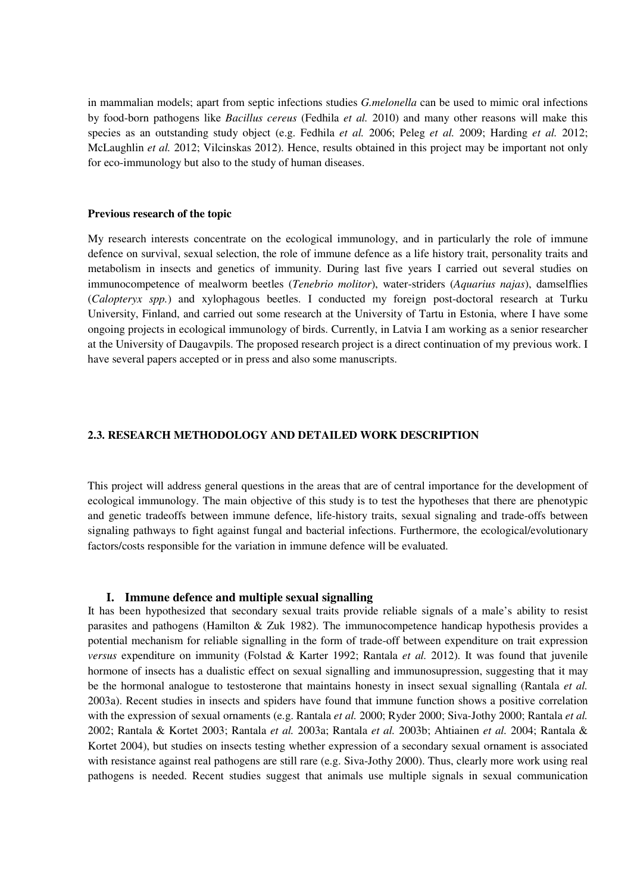in mammalian models; apart from septic infections studies *G.melonella* can be used to mimic oral infections by food-born pathogens like *Bacillus cereus* (Fedhila *et al.* 2010) and many other reasons will make this species as an outstanding study object (e.g. Fedhila *et al.* 2006; Peleg *et al.* 2009; Harding *et al.* 2012; McLaughlin *et al.* 2012; Vilcinskas 2012). Hence, results obtained in this project may be important not only for eco-immunology but also to the study of human diseases.

**Previous research of the topic**

My research interests concentrate on the ecological immunology, and in particularly the role of immune defence on survival, sexual selection, the role of immune defence as a life history trait, personality traits and metabolism in insects and genetics of immunity. During last five years I carried out several studies on immunocompetence of mealworm beetles (*Tenebrio molitor*), water-striders (*Aquarius najas*), damselflies (*Calopteryx spp.*) and xylophagous beetles. I conducted my foreign post-doctoral research at Turku University, Finland, and carried out some research at the University of Tartu in Estonia, where I have some ongoing projects in ecological immunology of birds. Currently, in Latvia I am working as a senior researcher at the University of Daugavpils. The proposed research project is a direct continuation of my previous work. I have several papers accepted or in press and also some manuscripts.

## 2.3. RESEARCH METHODOLOGY AND DETAILED WORK DESCRIPTION

This project will address general questions in the areas that are of central importance for the development of ecological immunology. The main objective of this study is to test the hypotheses that there are phenotypic and genetic tradeoffs between immune defence, life-history traits, sexual signaling and trade-offs between signaling pathways to fight against fungal and bacterial infections. Furthermore, the ecological/evolutionary factors/costs responsible for the variation in immune defence will be evaluated.

### I. Immune defence and multiple sexual signalling

It has been hypothesized that secondary sexual traits provide reliable signals of a male's ability to resist parasites and pathogens (Hamilton & Zuk 1982). The immunocompetence handicap hypothesis provides a potential mechanism for reliable signalling in the form of trade-off between expenditure on trait expression *versus* expenditure on immunity (Folstad & Karter 1992; Rantala *et al.* 2012). It was found that juvenile hormone of insects has a dualistic effect on sexual signalling and immunosupression, suggesting that it may be the hormonal analogue to testosterone that maintains honesty in insect sexual signalling (Rantala *et al.* 2003a). Recent studies in insects and spiders have found that immune function shows a positive correlation with the expression of sexual ornaments (e.g. Rantala *et al.* 2000; Ryder 2000; Siva-Jothy 2000; Rantala *et al.* 2002; Rantala & Kortet 2003; Rantala *et al.* 2003a; Rantala *et al.* 2003b; Ahtiainen *et al.* 2004; Rantala & Kortet 2004), but studies on insects testing whether expression of a secondary sexual ornament is associated with resistance against real pathogens are still rare (e.g. Siva-Jothy 2000). Thus, clearly more work using real pathogens is needed. Recent studies suggest that animals use multiple signals in sexual communication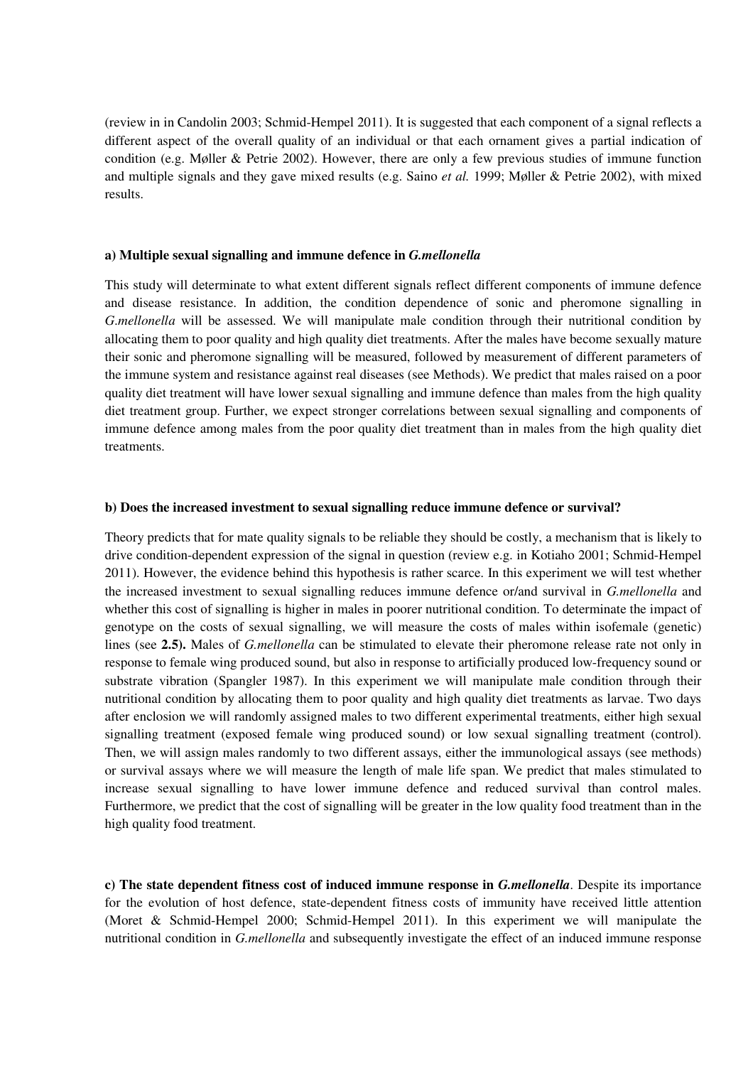(review in in Candolin 2003; Schmid-Hempel 2011). It is suggested that each component of a signal reflects a different aspect of the overall quality of an individual or that each ornament gives a partial indication of condition (e.g. Møller & Petrie 2002). However, there are only a few previous studies of immune function and multiple signals and they gave mixed results (e.g. Saino *et al.* 1999; Møller & Petrie 2002), with mixed results.

**a) Multiple sexual signalling and immune defence in *G.mellonella***

This study will determinate to what extent different signals reflect different components of immune defence and disease resistance. In addition, the condition dependence of sonic and pheromone signalling in *G.mellonella* will be assessed. We will manipulate male condition through their nutritional condition by allocating them to poor quality and high quality diet treatments. After the males have become sexually mature their sonic and pheromone signalling will be measured, followed by measurement of different parameters of the immune system and resistance against real diseases (see Methods). We predict that males raised on a poor quality diet treatment will have lower sexual signalling and immune defence than males from the high quality diet treatment group. Further, we expect stronger correlations between sexual signalling and components of immune defence among males from the poor quality diet treatment than in males from the high quality diet treatments.

**b) Does the increased investment to sexual signalling reduce immune defence or survival?**

Theory predicts that for mate quality signals to be reliable they should be costly, a mechanism that is likely to drive condition-dependent expression of the signal in question (review e.g. in Kotiaho 2001; Schmid-Hempel 2011). However, the evidence behind this hypothesis is rather scarce. In this experiment we will test whether the increased investment to sexual signalling reduces immune defence or/and survival in *G.mellonella* and whether this cost of signalling is higher in males in poorer nutritional condition. To determinate the impact of genotype on the costs of sexual signalling, we will measure the costs of males within isofemale (genetic) lines (see **2.5).** Males of *G.mellonella* can be stimulated to elevate their pheromone release rate not only in response to female wing produced sound, but also in response to artificially produced low-frequency sound or substrate vibration (Spangler 1987). In this experiment we will manipulate male condition through their nutritional condition by allocating them to poor quality and high quality diet treatments as larvae. Two days after enclosion we will randomly assigned males to two different experimental treatments, either high sexual signalling treatment (exposed female wing produced sound) or low sexual signalling treatment (control). Then, we will assign males randomly to two different assays, either the immunological assays (see methods) or survival assays where we will measure the length of male life span. We predict that males stimulated to increase sexual signalling to have lower immune defence and reduced survival than control males. Furthermore, we predict that the cost of signalling will be greater in the low quality food treatment than in the high quality food treatment.

**c) The state dependent fitness cost of induced immune response in *G.mellonella*.** Despite its importance for the evolution of host defence, state-dependent fitness costs of immunity have received little attention (Moret & Schmid-Hempel 2000; Schmid-Hempel 2011). In this experiment we will manipulate the nutritional condition in *G.mellonella* and subsequently investigate the effect of an induced immune response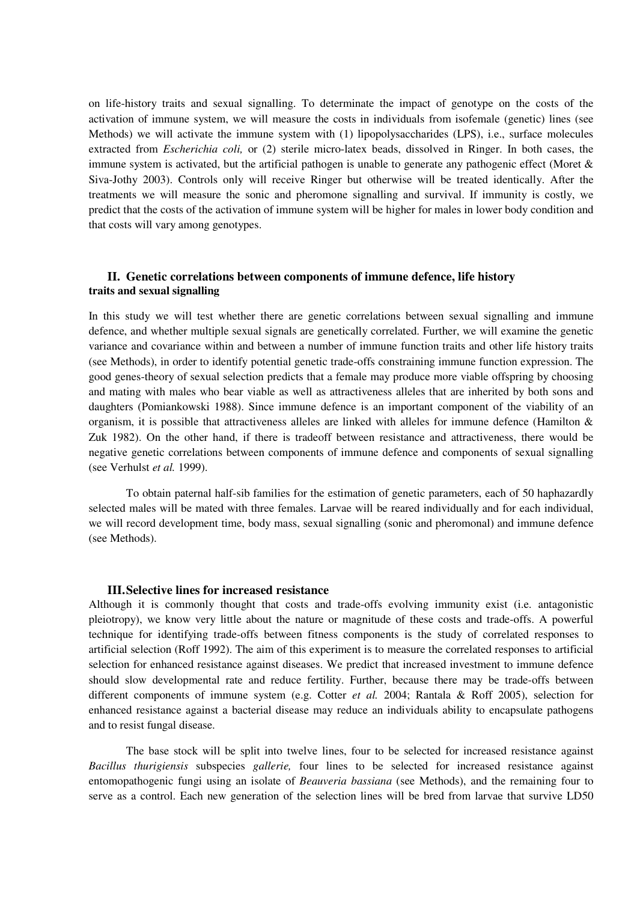on life-history traits and sexual signalling. To determinate the impact of genotype on the costs of the activation of immune system, we will measure the costs in individuals from isofemale (genetic) lines (see Methods) we will activate the immune system with (1) lipopolysaccharides (LPS), i.e., surface molecules extracted from *Escherichia coli,* or (2) sterile micro-latex beads, dissolved in Ringer. In both cases, the immune system is activated, but the artificial pathogen is unable to generate any pathogenic effect (Moret & Siva-Jothy 2003). Controls only will receive Ringer but otherwise will be treated identically. After the treatments we will measure the sonic and pheromone signalling and survival. If immunity is costly, we predict that the costs of the activation of immune system will be higher for males in lower body condition and that costs will vary among genotypes.

### II. Genetic correlations between components of immune defence, life history traits and sexual signalling

In this study we will test whether there are genetic correlations between sexual signalling and immune defence, and whether multiple sexual signals are genetically correlated. Further, we will examine the genetic variance and covariance within and between a number of immune function traits and other life history traits (see Methods), in order to identify potential genetic trade-offs constraining immune function expression. The good genes-theory of sexual selection predicts that a female may produce more viable offspring by choosing and mating with males who bear viable as well as attractiveness alleles that are inherited by both sons and daughters (Pomiankowski 1988). Since immune defence is an important component of the viability of an organism, it is possible that attractiveness alleles are linked with alleles for immune defence (Hamilton & Zuk 1982). On the other hand, if there is tradeoff between resistance and attractiveness, there would be negative genetic correlations between components of immune defence and components of sexual signalling (see Verhulst *et al.* 1999).

To obtain paternal half-sib families for the estimation of genetic parameters, each of 50 haphazardly selected males will be mated with three females. Larvae will be reared individually and for each individual, we will record development time, body mass, sexual signalling (sonic and pheromonal) and immune defence (see Methods).

### III. Selective lines for increased resistance

Although it is commonly thought that costs and trade-offs evolving immunity exist (i.e. antagonistic pleiotropy), we know very little about the nature or magnitude of these costs and trade-offs. A powerful technique for identifying trade-offs between fitness components is the study of correlated responses to artificial selection (Roff 1992). The aim of this experiment is to measure the correlated responses to artificial selection for enhanced resistance against diseases. We predict that increased investment to immune defence should slow developmental rate and reduce fertility. Further, because there may be trade-offs between different components of immune system (e.g. Cotter *et al.* 2004; Rantala & Roff 2005), selection for enhanced resistance against a bacterial disease may reduce an individuals ability to encapsulate pathogens and to resist fungal disease.

The base stock will be split into twelve lines, four to be selected for increased resistance against *Bacillus thurigiensis* subspecies *gallerie,* four lines to be selected for increased resistance against entomopathogenic fungi using an isolate of *Beauveria bassiana* (see Methods), and the remaining four to serve as a control. Each new generation of the selection lines will be bred from larvae that survive LD50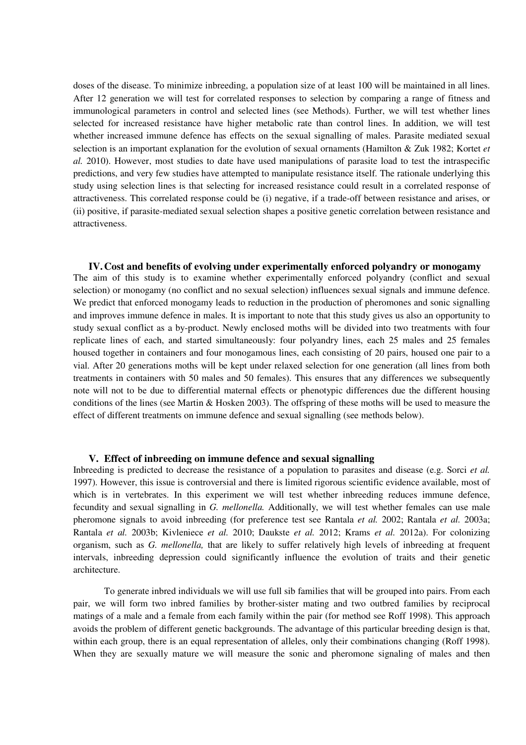doses of the disease. To minimize inbreeding, a population size of at least 100 will be maintained in all lines. After 12 generation we will test for correlated responses to selection by comparing a range of fitness and immunological parameters in control and selected lines (see Methods). Further, we will test whether lines selected for increased resistance have higher metabolic rate than control lines. In addition, we will test whether increased immune defence has effects on the sexual signalling of males. Parasite mediated sexual selection is an important explanation for the evolution of sexual ornaments (Hamilton & Zuk 1982; Kortet *et al.* 2010). However, most studies to date have used manipulations of parasite load to test the intraspecific predictions, and very few studies have attempted to manipulate resistance itself. The rationale underlying this study using selection lines is that selecting for increased resistance could result in a correlated response of attractiveness. This correlated response could be (i) negative, if a trade-off between resistance and arises, or (ii) positive, if parasite-mediated sexual selection shapes a positive genetic correlation between resistance and attractiveness.

### IV. Cost and benefits of evolving under experimentally enforced polyandry or monogamy

The aim of this study is to examine whether experimentally enforced polyandry (conflict and sexual selection) or monogamy (no conflict and no sexual selection) influences sexual signals and immune defence. We predict that enforced monogamy leads to reduction in the production of pheromones and sonic signalling and improves immune defence in males. It is important to note that this study gives us also an opportunity to study sexual conflict as a by-product. Newly enclosed moths will be divided into two treatments with four replicate lines of each, and started simultaneously: four polyandry lines, each 25 males and 25 females housed together in containers and four monogamous lines, each consisting of 20 pairs, housed one pair to a vial. After 20 generations moths will be kept under relaxed selection for one generation (all lines from both treatments in containers with 50 males and 50 females). This ensures that any differences we subsequently note will not to be due to differential maternal effects or phenotypic differences due the different housing conditions of the lines (see Martin & Hosken 2003). The offspring of these moths will be used to measure the effect of different treatments on immune defence and sexual signalling (see methods below).

### V. Effect of inbreeding on immune defence and sexual signalling

Inbreeding is predicted to decrease the resistance of a population to parasites and disease (e.g. Sorci *et al.* 1997). However, this issue is controversial and there is limited rigorous scientific evidence available, most of which is in vertebrates. In this experiment we will test whether inbreeding reduces immune defence, fecundity and sexual signalling in *G. mellonella.* Additionally, we will test whether females can use male pheromone signals to avoid inbreeding (for preference test see Rantala *et al.* 2002; Rantala *et al.* 2003a; Rantala *et al.* 2003b; Kivleniece *et al.* 2010; Daukste *et al.* 2012; Krams *et al.* 2012a). For colonizing organism, such as *G. mellonella,* that are likely to suffer relatively high levels of inbreeding at frequent intervals, inbreeding depression could significantly influence the evolution of traits and their genetic architecture.

To generate inbred individuals we will use full sib families that will be grouped into pairs. From each pair, we will form two inbred families by brother-sister mating and two outbred families by reciprocal matings of a male and a female from each family within the pair (for method see Roff 1998). This approach avoids the problem of different genetic backgrounds. The advantage of this particular breeding design is that, within each group, there is an equal representation of alleles, only their combinations changing (Roff 1998). When they are sexually mature we will measure the sonic and pheromone signaling of males and then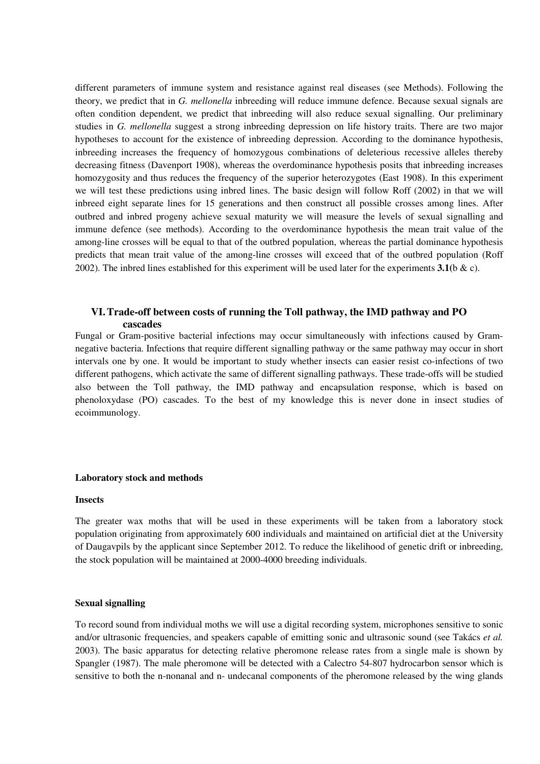different parameters of immune system and resistance against real diseases (see Methods). Following the theory, we predict that in *G. mellonella* inbreeding will reduce immune defence. Because sexual signals are often condition dependent, we predict that inbreeding will also reduce sexual signalling. Our preliminary studies in *G. mellonella* suggest a strong inbreeding depression on life history traits. There are two major hypotheses to account for the existence of inbreeding depression. According to the dominance hypothesis, inbreeding increases the frequency of homozygous combinations of deleterious recessive alleles thereby decreasing fitness (Davenport 1908), whereas the overdominance hypothesis posits that inbreeding increases homozygosity and thus reduces the frequency of the superior heterozygotes (East 1908). In this experiment we will test these predictions using inbred lines. The basic design will follow Roff (2002) in that we will inbreed eight separate lines for 15 generations and then construct all possible crosses among lines. After outbred and inbred progeny achieve sexual maturity we will measure the levels of sexual signalling and immune defence (see methods). According to the overdominance hypothesis the mean trait value of the among-line crosses will be equal to that of the outbred population, whereas the partial dominance hypothesis predicts that mean trait value of the among-line crosses will exceed that of the outbred population (Roff 2002). The inbred lines established for this experiment will be used later for the experiments **3.1**(b & c).

## VI. Trade-off between costs of running the Toll pathway, the IMD pathway and PO cascades

Fungal or Gram-positive bacterial infections may occur simultaneously with infections caused by Gram-negative bacteria. Infections that require different signalling pathway or the same pathway may occur in short intervals one by one. It would be important to study whether insects can easier resist co-infections of two different pathogens, which activate the same of different signalling pathways. These trade-offs will be studied also between the Toll pathway, the IMD pathway and encapsulation response, which is based on phenoloxydase (PO) cascades. To the best of my knowledge this is never done in insect studies of ecoimmunology.

**Laboratory stock and methods**

**Insects**

The greater wax moths that will be used in these experiments will be taken from a laboratory stock population originating from approximately 600 individuals and maintained on artificial diet at the University of Daugavpils by the applicant since September 2012. To reduce the likelihood of genetic drift or inbreeding, the stock population will be maintained at 2000-4000 breeding individuals.

**Sexual signalling**

To record sound from individual moths we will use a digital recording system, microphones sensitive to sonic and/or ultrasonic frequencies, and speakers capable of emitting sonic and ultrasonic sound (see Takács *et al.* 2003). The basic apparatus for detecting relative pheromone release rates from a single male is shown by Spangler (1987). The male pheromone will be detected with a Calectro 54-807 hydrocarbon sensor which is sensitive to both the n-nonanal and n- undecanal components of the pheromone released by the wing glands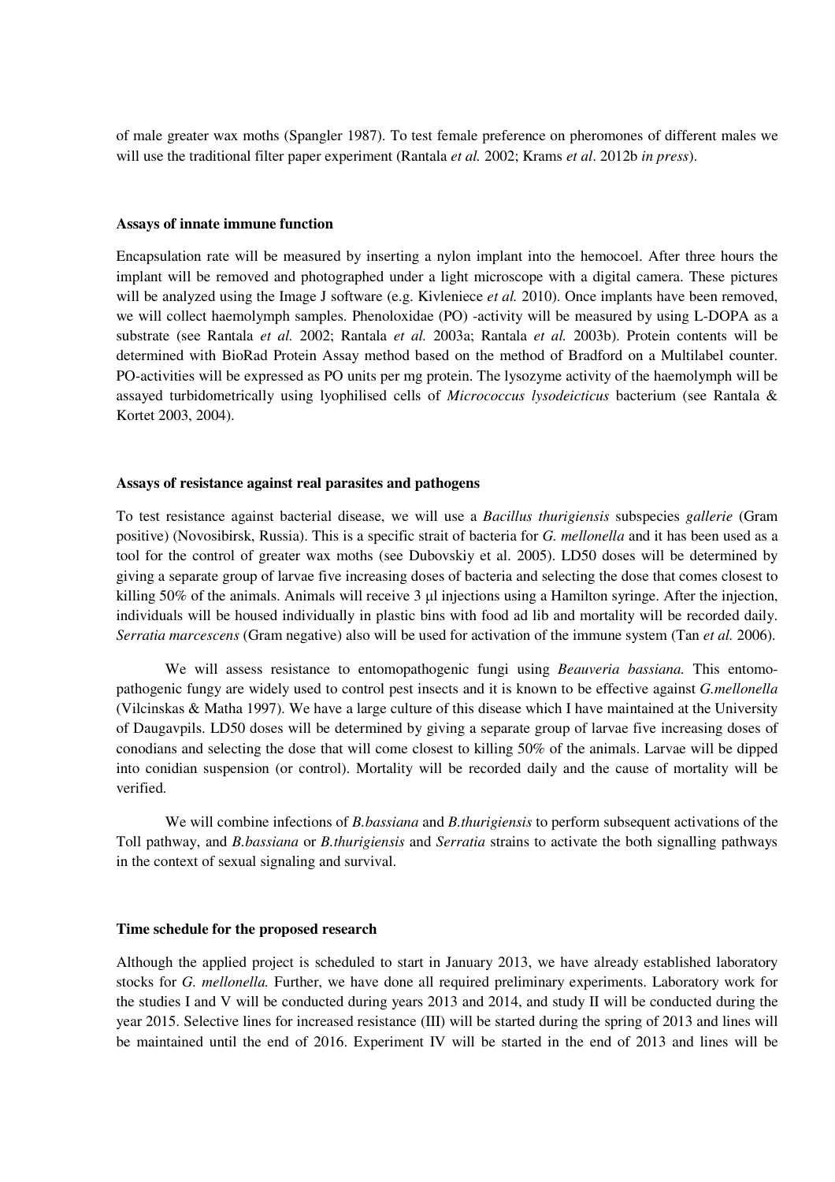of male greater wax moths (Spangler 1987). To test female preference on pheromones of different males we will use the traditional filter paper experiment (Rantala *et al.* 2002; Krams *et al*. 2012b *in press*).

**Assays of innate immune function**

Encapsulation rate will be measured by inserting a nylon implant into the hemocoel. After three hours the implant will be removed and photographed under a light microscope with a digital camera. These pictures will be analyzed using the Image J software (e.g. Kivleniece *et al.* 2010). Once implants have been removed, we will collect haemolymph samples. Phenoloxidae (PO) -activity will be measured by using L-DOPA as a substrate (see Rantala *et al.* 2002; Rantala *et al.* 2003a; Rantala *et al.* 2003b). Protein contents will be determined with BioRad Protein Assay method based on the method of Bradford on a Multilabel counter. PO-activities will be expressed as PO units per mg protein. The lysozyme activity of the haemolymph will be assayed turbidometrically using lyophilised cells of *Micrococcus lysodeicticus* bacterium (see Rantala & Kortet 2003, 2004).

**Assays of resistance against real parasites and pathogens**

To test resistance against bacterial disease, we will use a *Bacillus thurigiensis* subspecies *gallerie* (Gram positive) (Novosibirsk, Russia). This is a specific strait of bacteria for *G. mellonella* and it has been used as a tool for the control of greater wax moths (see Dubovskiy et al. 2005). LD50 doses will be determined by giving a separate group of larvae five increasing doses of bacteria and selecting the dose that comes closest to killing 50% of the animals. Animals will receive 3 μl injections using a Hamilton syringe. After the injection, individuals will be housed individually in plastic bins with food ad lib and mortality will be recorded daily. *Serratia marcescens* (Gram negative) also will be used for activation of the immune system (Tan *et al.* 2006).

We will assess resistance to entomopathogenic fungi using *Beauveria bassiana.* This entomopathogenic fungy are widely used to control pest insects and it is known to be effective against *G.mellonella* (Vilcinskas & Matha 1997). We have a large culture of this disease which I have maintained at the University of Daugavpils. LD50 doses will be determined by giving a separate group of larvae five increasing doses of conodians and selecting the dose that will come closest to killing 50% of the animals. Larvae will be dipped into conidian suspension (or control). Mortality will be recorded daily and the cause of mortality will be verified.

We will combine infections of *B.bassiana* and *B.thurigiensis* to perform subsequent activations of the Toll pathway, and *B.bassiana* or *B.thurigiensis* and *Serratia* strains to activate the both signalling pathways in the context of sexual signaling and survival.

**Time schedule for the proposed research**

Although the applied project is scheduled to start in January 2013, we have already established laboratory stocks for *G. mellonella.* Further, we have done all required preliminary experiments. Laboratory work for the studies I and V will be conducted during years 2013 and 2014, and study II will be conducted during the year 2015. Selective lines for increased resistance (III) will be started during the spring of 2013 and lines will be maintained until the end of 2016. Experiment IV will be started in the end of 2013 and lines will be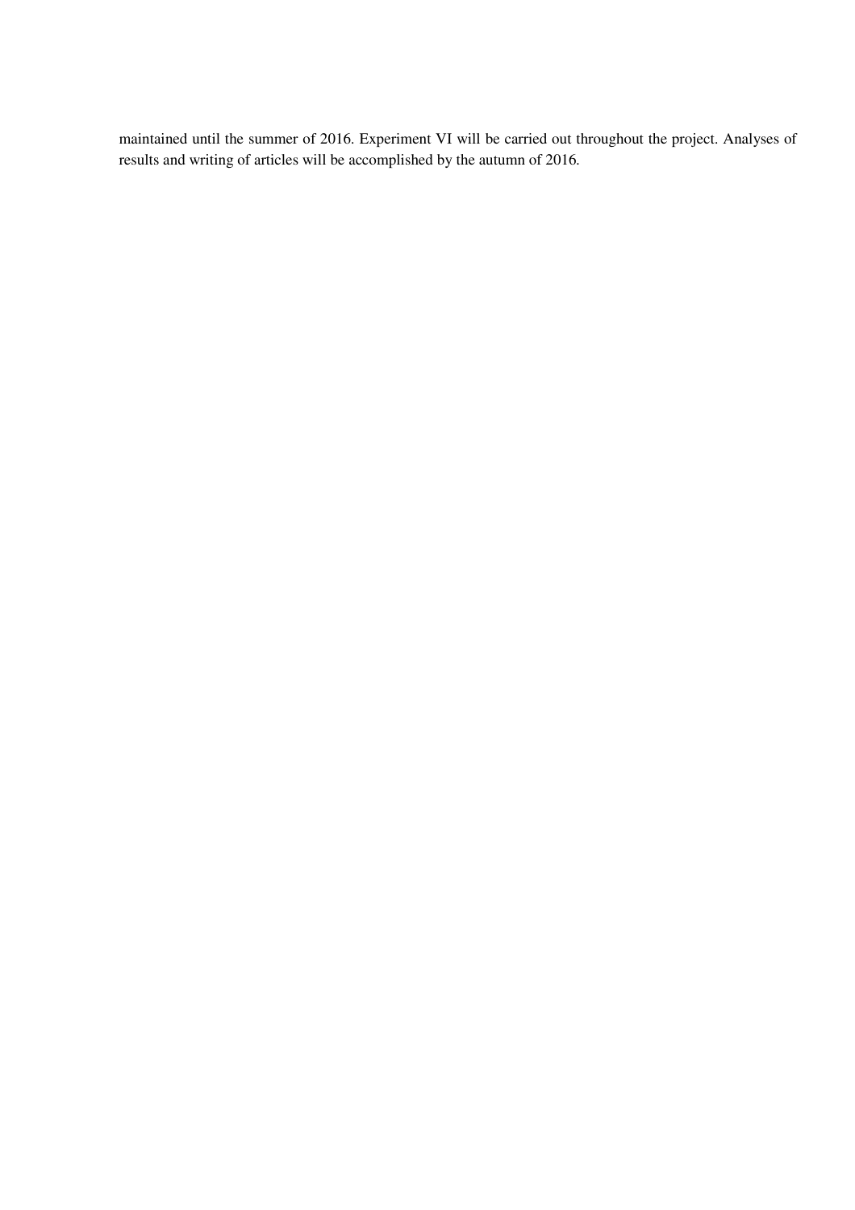maintained until the summer of 2016. Experiment VI will be carried out throughout the project. Analyses of results and writing of articles will be accomplished by the autumn of 2016.